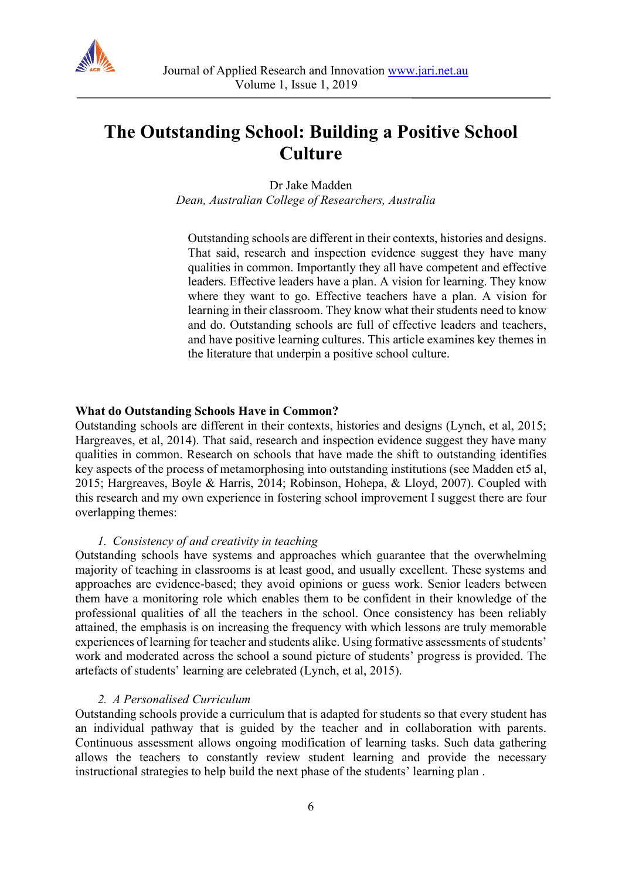# The Outstanding School: Building a Positive School Culture

Dr Jake Madden

*Dean, Australian College of Researchers, Australia*

Outstanding schools are different in their contexts, histories and designs. That said, research and inspection evidence suggest they have many qualities in common. Importantly they all have competent and effective leaders. Effective leaders have a plan. A vision for learning. They know where they want to go. Effective teachers have a plan. A vision for learning in their classroom. They know what their students need to know and do. Outstanding schools are full of effective leaders and teachers, and have positive learning cultures. This article examines key themes in the literature that underpin a positive school culture.

## What do Outstanding Schools Have in Common?

Outstanding schools are different in their contexts, histories and designs (Lynch, et al, 2015; Hargreaves, et al, 2014). That said, research and inspection evidence suggest they have many qualities in common. Research on schools that have made the shift to outstanding identifies key aspects of the process of metamorphosing into outstanding institutions (see Madden et5 al, 2015; Hargreaves, Boyle & Harris, 2014; Robinson, Hohepa, & Lloyd, 2007). Coupled with this research and my own experience in fostering school improvement I suggest there are four overlapping themes:

### 1. *Consistency of and creativity in teaching*

Outstanding schools have systems and approaches which guarantee that the overwhelming majority of teaching in classrooms is at least good, and usually excellent. These systems and approaches are evidence-based; they avoid opinions or guess work. Senior leaders between them have a monitoring role which enables them to be confident in their knowledge of the professional qualities of all the teachers in the school. Once consistency has been reliably attained, the emphasis is on increasing the frequency with which lessons are truly memorable experiences of learning for teacher and students alike. Using formative assessments of students' work and moderated across the school a sound picture of students' progress is provided. The artefacts of students' learning are celebrated (Lynch, et al, 2015).

### 2. *A Personalised Curriculum*

Outstanding schools provide a curriculum that is adapted for students so that every student has an individual pathway that is guided by the teacher and in collaboration with parents. Continuous assessment allows ongoing modification of learning tasks. Such data gathering allows the teachers to constantly review student learning and provide the necessary instructional strategies to help build the next phase of the students' learning plan .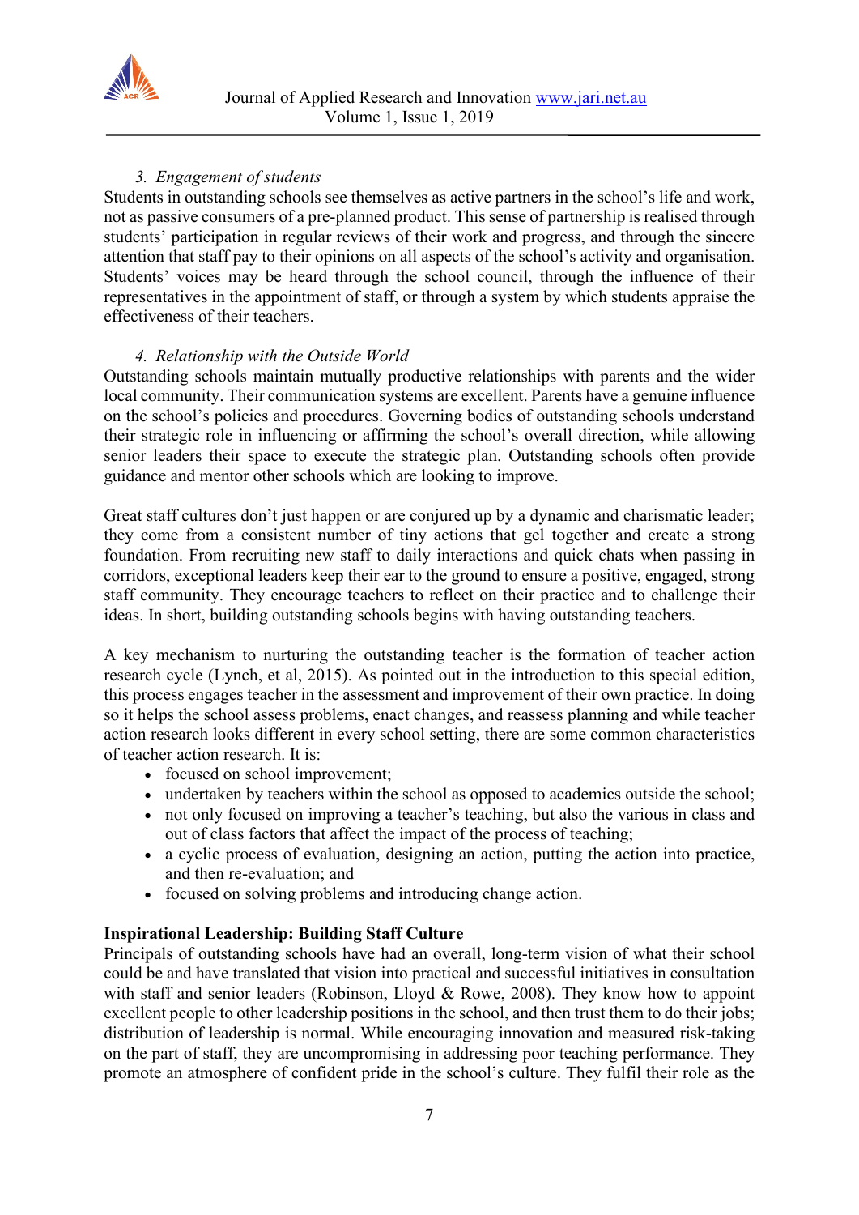*3. Engagement of students*

Students in outstanding schools see themselves as active partners in the school's life and work, not as passive consumers of a pre-planned product. This sense of partnership is realised through students' participation in regular reviews of their work and progress, and through the sincere attention that staff pay to their opinions on all aspects of the school's activity and organisation. Students' voices may be heard through the school council, through the influence of their representatives in the appointment of staff, or through a system by which students appraise the effectiveness of their teachers.

*4. Relationship with the Outside World*

Outstanding schools maintain mutually productive relationships with parents and the wider local community. Their communication systems are excellent. Parents have a genuine influence on the school's policies and procedures. Governing bodies of outstanding schools understand their strategic role in influencing or affirming the school's overall direction, while allowing senior leaders their space to execute the strategic plan. Outstanding schools often provide guidance and mentor other schools which are looking to improve.

Great staff cultures don't just happen or are conjured up by a dynamic and charismatic leader; they come from a consistent number of tiny actions that gel together and create a strong foundation. From recruiting new staff to daily interactions and quick chats when passing in corridors, exceptional leaders keep their ear to the ground to ensure a positive, engaged, strong staff community. They encourage teachers to reflect on their practice and to challenge their ideas. In short, building outstanding schools begins with having outstanding teachers.

A key mechanism to nurturing the outstanding teacher is the formation of teacher action research cycle (Lynch, et al, 2015). As pointed out in the introduction to this special edition, this process engages teacher in the assessment and improvement of their own practice. In doing so it helps the school assess problems, enact changes, and reassess planning and while teacher action research looks different in every school setting, there are some common characteristics of teacher action research. It is:

- focused on school improvement;
- undertaken by teachers within the school as opposed to academics outside the school;
- not only focused on improving a teacher's teaching, but also the various in class and out of class factors that affect the impact of the process of teaching;
- a cyclic process of evaluation, designing an action, putting the action into practice, and then re-evaluation; and
- focused on solving problems and introducing change action.

**Inspirational Leadership: Building Staff Culture**

Principals of outstanding schools have had an overall, long-term vision of what their school could be and have translated that vision into practical and successful initiatives in consultation with staff and senior leaders (Robinson, Lloyd & Rowe, 2008). They know how to appoint excellent people to other leadership positions in the school, and then trust them to do their jobs; distribution of leadership is normal. While encouraging innovation and measured risk-taking on the part of staff, they are uncompromising in addressing poor teaching performance. They promote an atmosphere of confident pride in the school's culture. They fulfil their role as the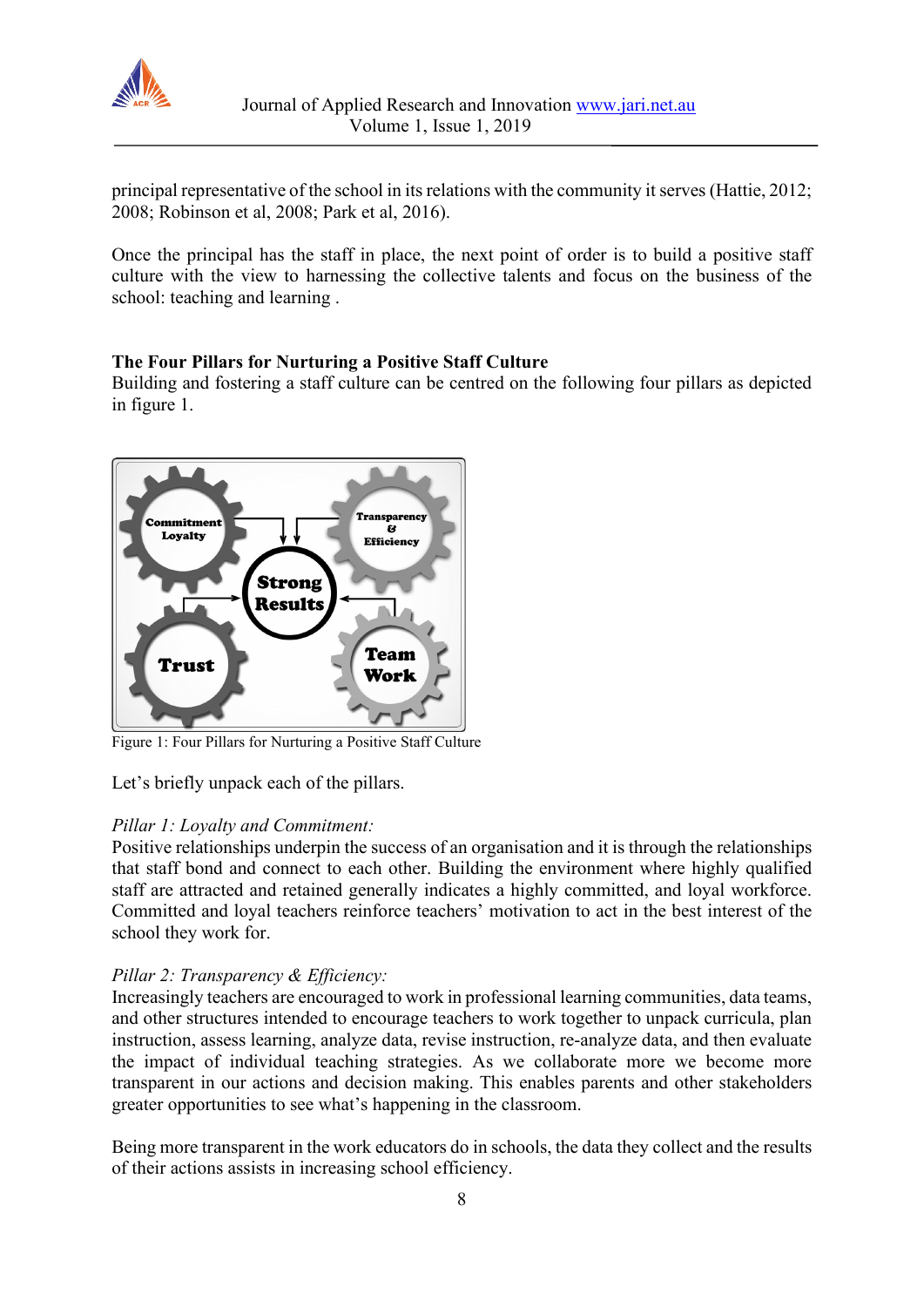principal representative of the school in its relations with the community it serves (Hattie, 2012; 2008; Robinson et al, 2008; Park et al, 2016).

Once the principal has the staff in place, the next point of order is to build a positive staff culture with the view to harnessing the collective talents and focus on the business of the school: teaching and learning .

### The Four Pillars for Nurturing a Positive Staff Culture

Building and fostering a staff culture can be centred on the following four pillars as depicted in figure 1.

Figure 1: Four Pillars for Nurturing a Positive Staff Culture

Let's briefly unpack each of the pillars.

*Pillar 1: Loyalty and Commitment:*

Positive relationships underpin the success of an organisation and it is through the relationships that staff bond and connect to each other. Building the environment where highly qualified staff are attracted and retained generally indicates a highly committed, and loyal workforce. Committed and loyal teachers reinforce teachers' motivation to act in the best interest of the school they work for.

*Pillar 2: Transparency & Efficiency:*

Increasingly teachers are encouraged to work in professional learning communities, data teams, and other structures intended to encourage teachers to work together to unpack curricula, plan instruction, assess learning, analyze data, revise instruction, re-analyze data, and then evaluate the impact of individual teaching strategies. As we collaborate more we become more transparent in our actions and decision making. This enables parents and other stakeholders greater opportunities to see what's happening in the classroom.

Being more transparent in the work educators do in schools, the data they collect and the results of their actions assists in increasing school efficiency.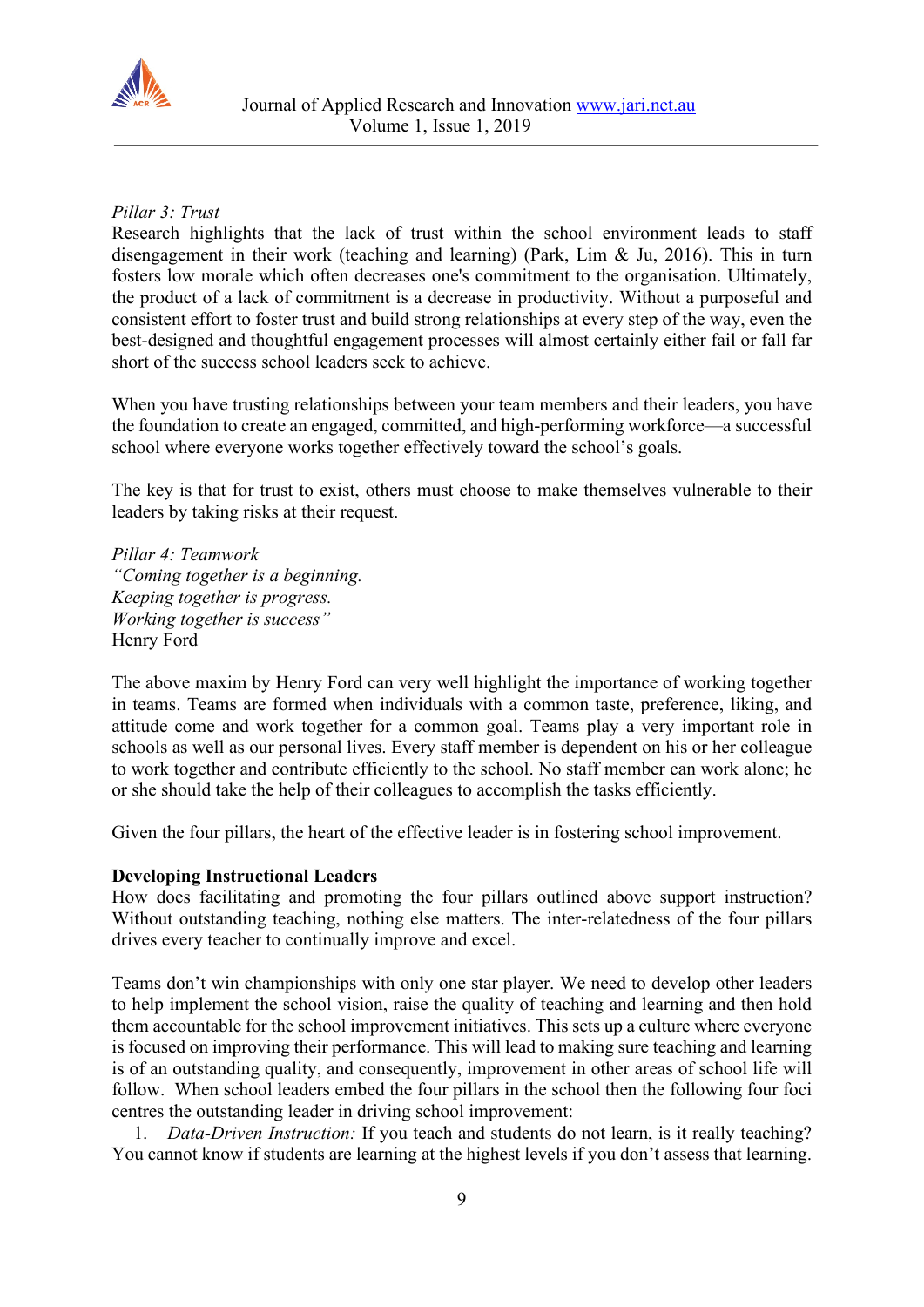*Pillar 3: Trust*

Research highlights that the lack of trust within the school environment leads to staff disengagement in their work (teaching and learning) (Park, Lim & Ju, 2016). This in turn fosters low morale which often decreases one's commitment to the organisation. Ultimately, the product of a lack of commitment is a decrease in productivity. Without a purposeful and consistent effort to foster trust and build strong relationships at every step of the way, even the best-designed and thoughtful engagement processes will almost certainly either fail or fall far short of the success school leaders seek to achieve.

When you have trusting relationships between your team members and their leaders, you have the foundation to create an engaged, committed, and high-performing workforce—a successful school where everyone works together effectively toward the school's goals.

The key is that for trust to exist, others must choose to make themselves vulnerable to their leaders by taking risks at their request.

*Pillar 4: Teamwork*

*"Coming together is a beginning.*
*Keeping together is progress.*
*Working together is success"*
Henry Ford

The above maxim by Henry Ford can very well highlight the importance of working together in teams. Teams are formed when individuals with a common taste, preference, liking, and attitude come and work together for a common goal. Teams play a very important role in schools as well as our personal lives. Every staff member is dependent on his or her colleague to work together and contribute efficiently to the school. No staff member can work alone; he or she should take the help of their colleagues to accomplish the tasks efficiently.

Given the four pillars, the heart of the effective leader is in fostering school improvement.

**Developing Instructional Leaders**

How does facilitating and promoting the four pillars outlined above support instruction? Without outstanding teaching, nothing else matters. The inter-relatedness of the four pillars drives every teacher to continually improve and excel.

Teams don't win championships with only one star player. We need to develop other leaders to help implement the school vision, raise the quality of teaching and learning and then hold them accountable for the school improvement initiatives. This sets up a culture where everyone is focused on improving their performance. This will lead to making sure teaching and learning is of an outstanding quality, and consequently, improvement in other areas of school life will follow. When school leaders embed the four pillars in the school then the following four foci centres the outstanding leader in driving school improvement:

1. *Data-Driven Instruction:* If you teach and students do not learn, is it really teaching? You cannot know if students are learning at the highest levels if you don't assess that learning.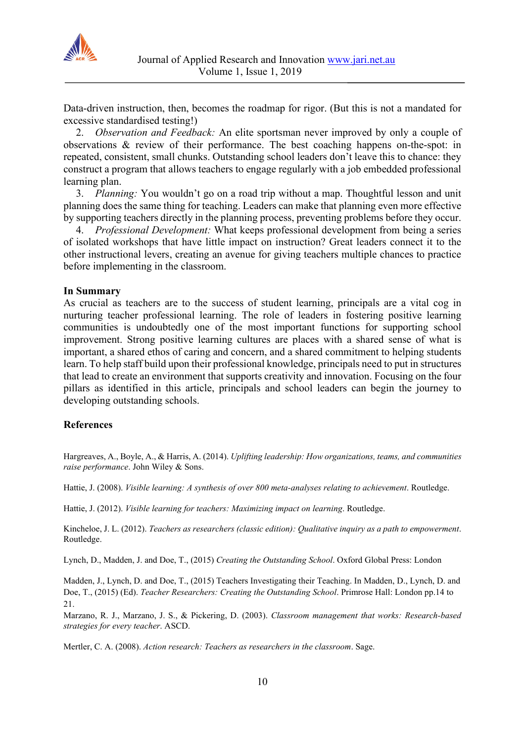Data-driven instruction, then, becomes the roadmap for rigor. (But this is not a mandated for excessive standardised testing!)

2. *Observation and Feedback:* An elite sportsman never improved by only a couple of observations & review of their performance. The best coaching happens on-the-spot: in repeated, consistent, small chunks. Outstanding school leaders don't leave this to chance: they construct a program that allows teachers to engage regularly with a job embedded professional learning plan.
3. *Planning:* You wouldn't go on a road trip without a map. Thoughtful lesson and unit planning does the same thing for teaching. Leaders can make that planning even more effective by supporting teachers directly in the planning process, preventing problems before they occur.
4. *Professional Development:* What keeps professional development from being a series of isolated workshops that have little impact on instruction? Great leaders connect it to the other instructional levers, creating an avenue for giving teachers multiple chances to practice before implementing in the classroom.

**In Summary**

As crucial as teachers are to the success of student learning, principals are a vital cog in nurturing teacher professional learning. The role of leaders in fostering positive learning communities is undoubtedly one of the most important functions for supporting school improvement. Strong positive learning cultures are places with a shared sense of what is important, a shared ethos of caring and concern, and a shared commitment to helping students learn. To help staff build upon their professional knowledge, principals need to put in structures that lead to create an environment that supports creativity and innovation. Focusing on the four pillars as identified in this article, principals and school leaders can begin the journey to developing outstanding schools.

**References**

Hargreaves, A., Boyle, A., & Harris, A. (2014). *Uplifting leadership: How organizations, teams, and communities raise performance*. John Wiley & Sons.

Hattie, J. (2008). *Visible learning: A synthesis of over 800 meta-analyses relating to achievement*. Routledge.

Hattie, J. (2012). *Visible learning for teachers: Maximizing impact on learning*. Routledge.

Kincheloe, J. L. (2012). *Teachers as researchers (classic edition): Qualitative inquiry as a path to empowerment*. Routledge.

Lynch, D., Madden, J. and Doe, T., (2015) *Creating the Outstanding School*. Oxford Global Press: London

Madden, J., Lynch, D. and Doe, T., (2015) Teachers Investigating their Teaching. In Madden, D., Lynch, D. and Doe, T., (2015) (Ed). *Teacher Researchers: Creating the Outstanding School*. Primrose Hall: London pp.14 to 21.

Marzano, R. J., Marzano, J. S., & Pickering, D. (2003). *Classroom management that works: Research-based strategies for every teacher*. ASCD.

Mertler, C. A. (2008). *Action research: Teachers as researchers in the classroom*. Sage.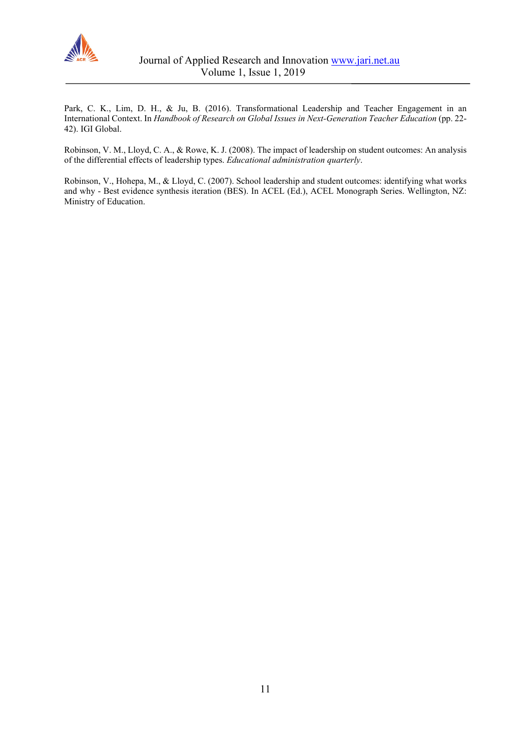Park, C. K., Lim, D. H., & Ju, B. (2016). Transformational Leadership and Teacher Engagement in an International Context. In *Handbook of Research on Global Issues in Next-Generation Teacher Education* (pp. 22-42). IGI Global.

Robinson, V. M., Lloyd, C. A., & Rowe, K. J. (2008). The impact of leadership on student outcomes: An analysis of the differential effects of leadership types. *Educational administration quarterly*.

Robinson, V., Hohepa, M., & Lloyd, C. (2007). School leadership and student outcomes: identifying what works and why - Best evidence synthesis iteration (BES). In ACEL (Ed.), ACEL Monograph Series. Wellington, NZ: Ministry of Education.